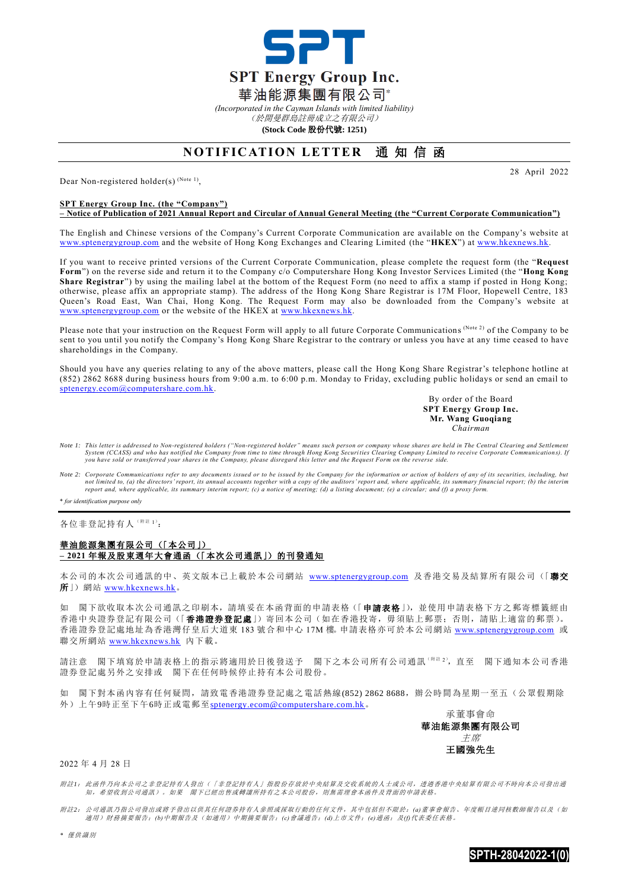# SPT Energy Group Inc.

# 華油能源集團有限公司*

*(Incorporated in the Cayman Islands with limited liability)*

*（於開曼群島註冊成立之有限公司）*

**(Stock Code 股份代號: 1251)**

## NOTIFICATION LETTER 通知信函

28 April 2022

Dear Non-registered holder(s) (Note 1),

**SPT Energy Group Inc. (the "Company")**
**– Notice of Publication of 2021 Annual Report and Circular of Annual General Meeting (the "Current Corporate Communication")**

The English and Chinese versions of the Company's Current Corporate Communication are available on the Company's website at www.sptenergygroup.com and the website of Hong Kong Exchanges and Clearing Limited (the "**HKEX**") at www.hkexnews.hk.

If you want to receive printed versions of the Current Corporate Communication, please complete the request form (the "**Request Form**") on the reverse side and return it to the Company c/o Computershare Hong Kong Investor Services Limited (the "**Hong Kong Share Registrar**") by using the mailing label at the bottom of the Request Form (no need to affix a stamp if posted in Hong Kong; otherwise, please affix an appropriate stamp). The address of the Hong Kong Share Registrar is 17M Floor, Hopewell Centre, 183 Queen's Road East, Wan Chai, Hong Kong. The Request Form may also be downloaded from the Company's website at www.sptenergygroup.com or the website of the HKEX at www.hkexnews.hk.

Please note that your instruction on the Request Form will apply to all future Corporate Communications (Note 2) of the Company to be sent to you until you notify the Company's Hong Kong Share Registrar to the contrary or unless you have at any time ceased to have shareholdings in the Company.

Should you have any queries relating to any of the above matters, please call the Hong Kong Share Registrar's telephone hotline at (852) 2862 8688 during business hours from 9:00 a.m. to 6:00 p.m. Monday to Friday, excluding public holidays or send an email to sptenergy.ecom@computershare.com.hk.

By order of the Board
**SPT Energy Group Inc.**
**Mr. Wang Guoqiang**
*Chairman*

*Note 1: This letter is addressed to Non-registered holders ("Non-registered holder" means such person or company whose shares are held in The Central Clearing and Settlement System (CCASS) and who has notified the Company from time to time through Hong Kong Securities Clearing Company Limited to receive Corporate Communications). If you have sold or transferred your shares in the Company, please disregard this letter and the Request Form on the reverse side.*

*Note 2: Corporate Communications refer to any documents issued or to be issued by the Company for the information or action of holders of any of its securities, including, but not limited to, (a) the directors' report, its annual accounts together with a copy of the auditors' report and, where applicable, its summary financial report; (b) the interim report and, where applicable, its summary interim report; (c) a notice of meeting; (d) a listing document; (e) a circular; and (f) a proxy form.*

*\* for identification purpose only*

---

各位非登記持有人（附註1）：

**華油能源集團有限公司（「本公司」）**
**– 2021年報及股東週年大會通函（「本次公司通訊」）的刊發通知**

本公司的本次公司通訊的中、英文版本已上載於本公司網站 www.sptenergygroup.com 及香港交易及結算所有限公司（「**聯交所**」）網站 www.hkexnews.hk。

如 閣下欲收取本次公司通訊之印刷本，請填妥在本函背面的申請表格（「**申請表格**」），並使用申請表格下方之郵寄標籤經由香港中央證券登記有限公司（「**香港證券登記處**」）寄回本公司（如在香港投寄，毋須貼上郵票；否則，請貼上適當的郵票）。香港證券登記處地址為香港灣仔皇后大道東183號合和中心17M樓。申請表格亦可於本公司網站 www.sptenergygroup.com 或聯交所網站 www.hkexnews.hk 內下載。

請注意 閣下填寫於申請表格上的指示將適用於日後發送予 閣下之本公司所有公司通訊（附註2），直至 閣下通知本公司香港證券登記處另外之安排或 閣下在任何時候停止持有本公司股份。

如 閣下對本函內容有任何疑問，請致電香港證券登記處之電話熱線(852) 2862 8688，辦公時間為星期一至五（公眾假期除外）上午9時正至下午6時正或電郵至sptenergy.ecom@computershare.com.hk。

承董事會命
**華油能源集團有限公司**
*主席*
**王國強先生**

2022年4月28日

*附註1：此函件乃向本公司之非登記持有人發出（「非登記持有人」指股份存放於中央結算及交收系統的人士或公司，透過香港中央結算有限公司不時向本公司發出通知，希望收到公司通訊）。如果 閣下已經出售或轉讓所持有之本公司股份，則無需理會本函件及背面的申請表格。*

*附註2：公司通訊乃指公司發出或將予發出以供其任何證券持有人參照或採取行動的任何文件，其中包括但不限於：(a)董事會報告、年度帳目連同核數師報告以及（如適用）財務摘要報告；(b)中期報告及（如適用）中期摘要報告；(c)會議通告；(d)上市文件；(e)通函；及(f)代表委任表格。*

*\* 僅供識別*

SPTH-28042022-1(0)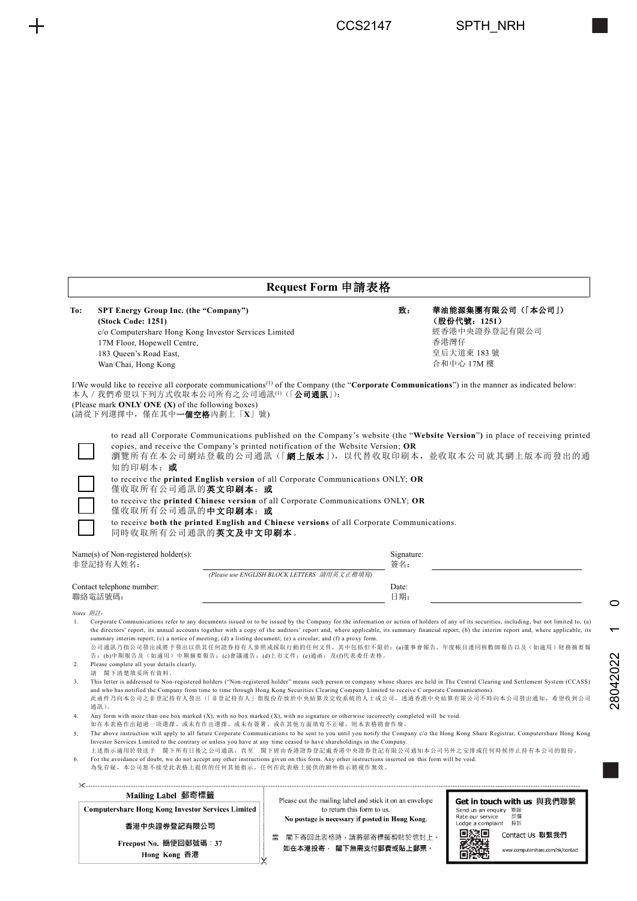# Request Form 申請表格

**To:** **SPT Energy Group Inc. (the "Company")**
**(Stock Code: 1251)**
c/o Computershare Hong Kong Investor Services Limited
17M Floor, Hopewell Centre,
183 Queen's Road East,
Wan Chai, Hong Kong

**致：** **華油能源集團有限公司（「本公司」）**
**（股份代號：1251）**
經香港中央證券登記有限公司
香港灣仔
皇后大道東183號
合和中心17M樓

I/We would like to receive all corporate communications[(1)] of the Company (the "**Corporate Communications**") in the manner as indicated below:
本人／我們希望以下列方式收取本公司所有之公司通訊[(1)]（「**公司通訊**」）：
(Please mark **ONLY ONE (X)** of the following boxes)
(請從下列選擇中，僅在其中**一個空格**內劃上「**X**」號)

☐ to read all Corporate Communications published on the Company's website (the "**Website Version**") in place of receiving printed copies, and receive the Company's printed notification of the Website Version; **OR**
瀏覽所有在本公司網站登載的公司通訊（「**網上版本**」），以代替收取印刷本，並收取本公司就其網上版本而發出的通知的印刷本；**或**

☐ to receive the **printed English version** of all Corporate Communications ONLY; **OR**
僅收取所有公司通訊的**英文印刷本**；**或**

☐ to receive the **printed Chinese version** of all Corporate Communications ONLY; **OR**
僅收取所有公司通訊的**中文印刷本**；**或**

☐ to receive **both the printed English and Chinese versions** of all Corporate Communications.
同時收取所有公司通訊的**英文及中文印刷本**。

Name(s) of Non-registered holder(s):
非登記持有人姓名：________________
*(Please use ENGLISH BLOCK LETTERS 請用英文正楷填寫)*

Signature:
簽名：________________

Contact telephone number:
聯絡電話號碼：________________

Date:
日期：________________

*Notes 附註：*

1. Corporate Communications refer to any documents issued or to be issued by the Company for the information or action of holders of any of its securities, including, but not limited to, (a) the directors' report, its annual accounts together with a copy of the auditors' report and, where applicable, its summary financial report; (b) the interim report and, where applicable, its summary interim report; (c) a notice of meeting; (d) a listing document; (e) a circular; and (f) a proxy form.
公司通訊乃指公司發出或將予發出以供其任何證券持有人參照或採取行動的任何文件，其中包括但不限於：(a)董事會報告、年度帳目連同核數師報告以及（如適用）財務摘要報告；(b)中期報告及（如適用）中期摘要報告；(c)會議通告；(d)上市文件；(e)通函；及(f)代表委任表格。
2. Please complete all your details clearly.
請 閣下清楚填妥所有資料。
3. This letter is addressed to Non-registered holders ("Non-registered holder" means such person or company whose shares are held in The Central Clearing and Settlement System (CCASS) and who has notified the Company from time to time through Hong Kong Securities Clearing Company Limited to receive Corporate Communications).
此函件乃向本公司之非登記持有人發出（「非登記持有人」指股份存放於中央結算及交收系統的人士或公司，透過香港中央結算有限公司不時向本公司發出通知，希望收到公司通訊）。
4. Any form with more than one box marked (X), with no box marked (X), with no signature or otherwise incorrectly completed will be void.
如在本表格作出超過一項選擇、或未有作出選擇、或未有簽署、或在其他方面填寫不正確，則本表格將會作廢。
5. The above instruction will apply to all future Corporate Communications to be sent to you until you notify the Company c/o the Hong Kong Share Registrar, Computershare Hong Kong Investor Services Limited to the contrary or unless you have at any time ceased to have shareholdings in the Company.
上述指示適用於發送予 閣下所有日後之公司通訊，直至 閣下經由香港證券登記處香港中央證券登記有限公司通知本公司另外之安排或任何時候停止持有本公司的股份。
6. For the avoidance of doubt, we do not accept any other instructions given on this form. Any other instructions inserted on this form will be void.
為免存疑，本公司恕不接受此表格上提供的任何其他指示。任何在此表格上提供的額外指示將視作無效。

**Mailing Label 郵寄標籤**

**Computershare Hong Kong Investor Services Limited**
**香港中央證券登記有限公司**
**Freepost No. 簡便回郵號碼：37**
**Hong Kong 香港**

Please cut the mailing label and stick it on an envelope to return this form to us.
**No postage is necessary if posted in Hong Kong.**
當 閣下寄回此表格時，請將郵寄標籤剪貼於信封上。
**如在本港投寄， 閣下無需支付郵費或貼上郵票。**

**Get in touch with us 與我們聯繫**
Send us an enquiry 查詢
Rate our service 評價
Lodge a complaint 投訴
Contact Us 聯繫我們
www.computershare.com/hk/contact